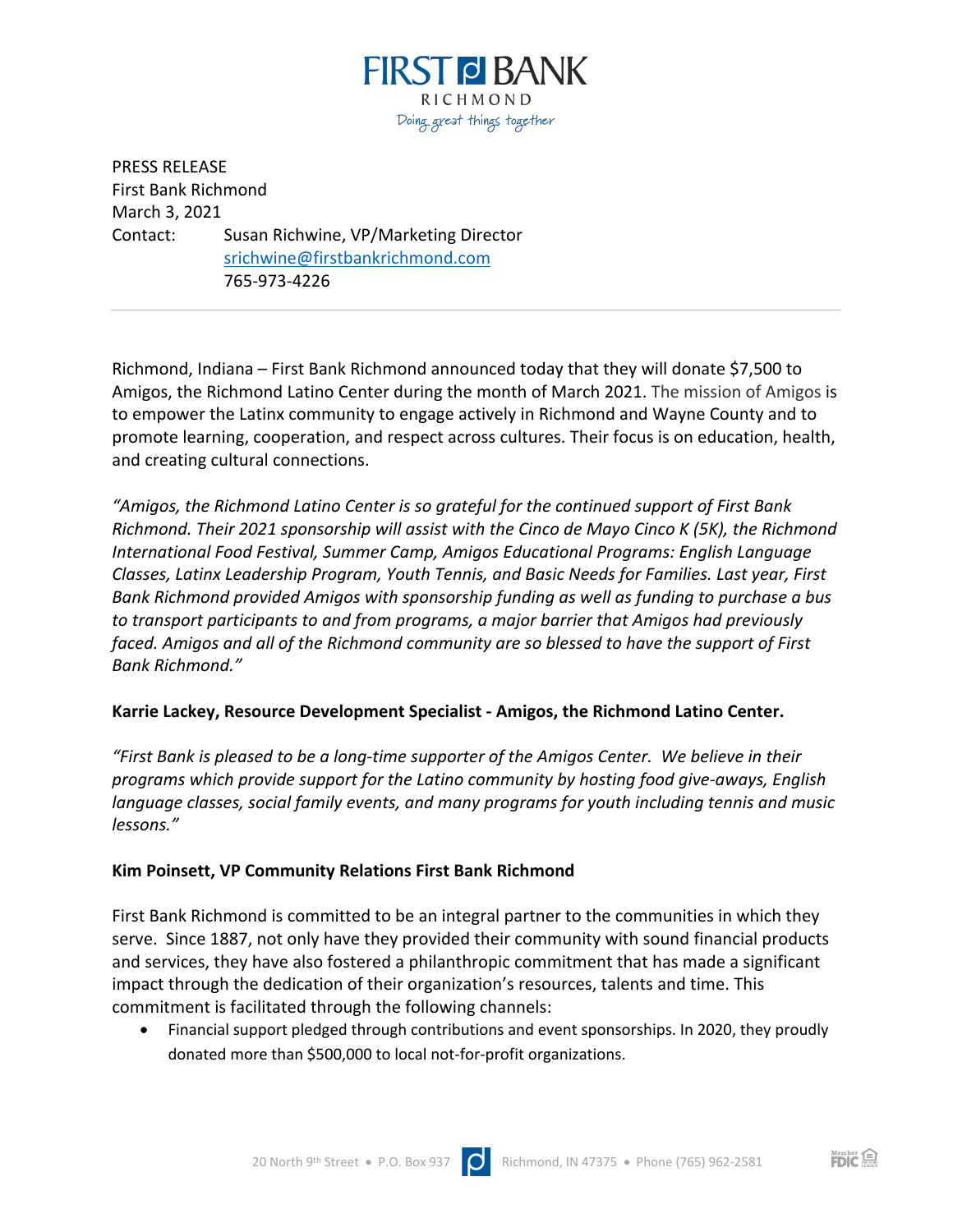# FIRST BANK RICHMOND

Doing great things together

PRESS RELEASE
First Bank Richmond
March 3, 2021
Contact: Susan Richwine, VP/Marketing Director
srichwine@firstbankrichmond.com
765-973-4226

---

Richmond, Indiana – First Bank Richmond announced today that they will donate $7,500 to Amigos, the Richmond Latino Center during the month of March 2021. The mission of Amigos is to empower the Latinx community to engage actively in Richmond and Wayne County and to promote learning, cooperation, and respect across cultures. Their focus is on education, health, and creating cultural connections.

*"Amigos, the Richmond Latino Center is so grateful for the continued support of First Bank Richmond. Their 2021 sponsorship will assist with the Cinco de Mayo Cinco K (5K), the Richmond International Food Festival, Summer Camp, Amigos Educational Programs: English Language Classes, Latinx Leadership Program, Youth Tennis, and Basic Needs for Families. Last year, First Bank Richmond provided Amigos with sponsorship funding as well as funding to purchase a bus to transport participants to and from programs, a major barrier that Amigos had previously faced. Amigos and all of the Richmond community are so blessed to have the support of First Bank Richmond."*

**Karrie Lackey, Resource Development Specialist - Amigos, the Richmond Latino Center.**

*"First Bank is pleased to be a long-time supporter of the Amigos Center. We believe in their programs which provide support for the Latino community by hosting food give-aways, English language classes, social family events, and many programs for youth including tennis and music lessons."*

**Kim Poinsett, VP Community Relations First Bank Richmond**

First Bank Richmond is committed to be an integral partner to the communities in which they serve. Since 1887, not only have they provided their community with sound financial products and services, they have also fostered a philanthropic commitment that has made a significant impact through the dedication of their organization's resources, talents and time. This commitment is facilitated through the following channels:

- Financial support pledged through contributions and event sponsorships. In 2020, they proudly donated more than $500,000 to local not-for-profit organizations.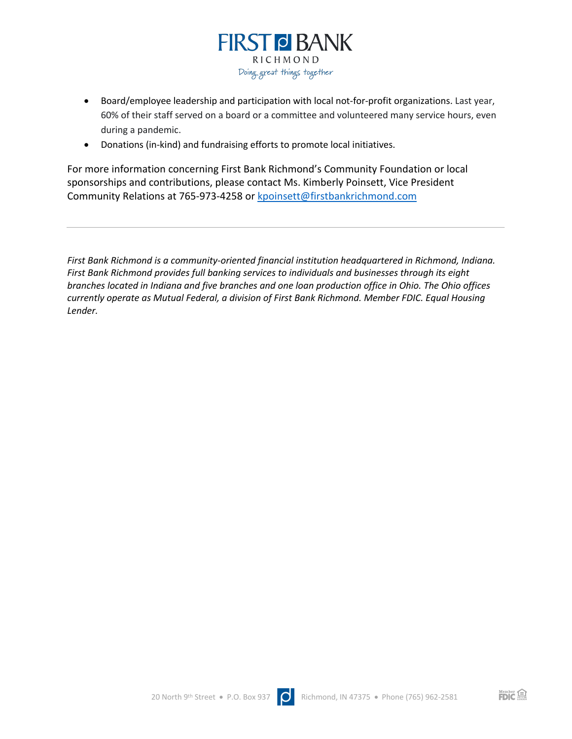- Board/employee leadership and participation with local not-for-profit organizations. Last year, 60% of their staff served on a board or a committee and volunteered many service hours, even during a pandemic.
- Donations (in-kind) and fundraising efforts to promote local initiatives.

For more information concerning First Bank Richmond's Community Foundation or local sponsorships and contributions, please contact Ms. Kimberly Poinsett, Vice President Community Relations at 765-973-4258 or kpoinsett@firstbankrichmond.com

---

*First Bank Richmond is a community-oriented financial institution headquartered in Richmond, Indiana. First Bank Richmond provides full banking services to individuals and businesses through its eight branches located in Indiana and five branches and one loan production office in Ohio. The Ohio offices currently operate as Mutual Federal, a division of First Bank Richmond. Member FDIC. Equal Housing Lender.*